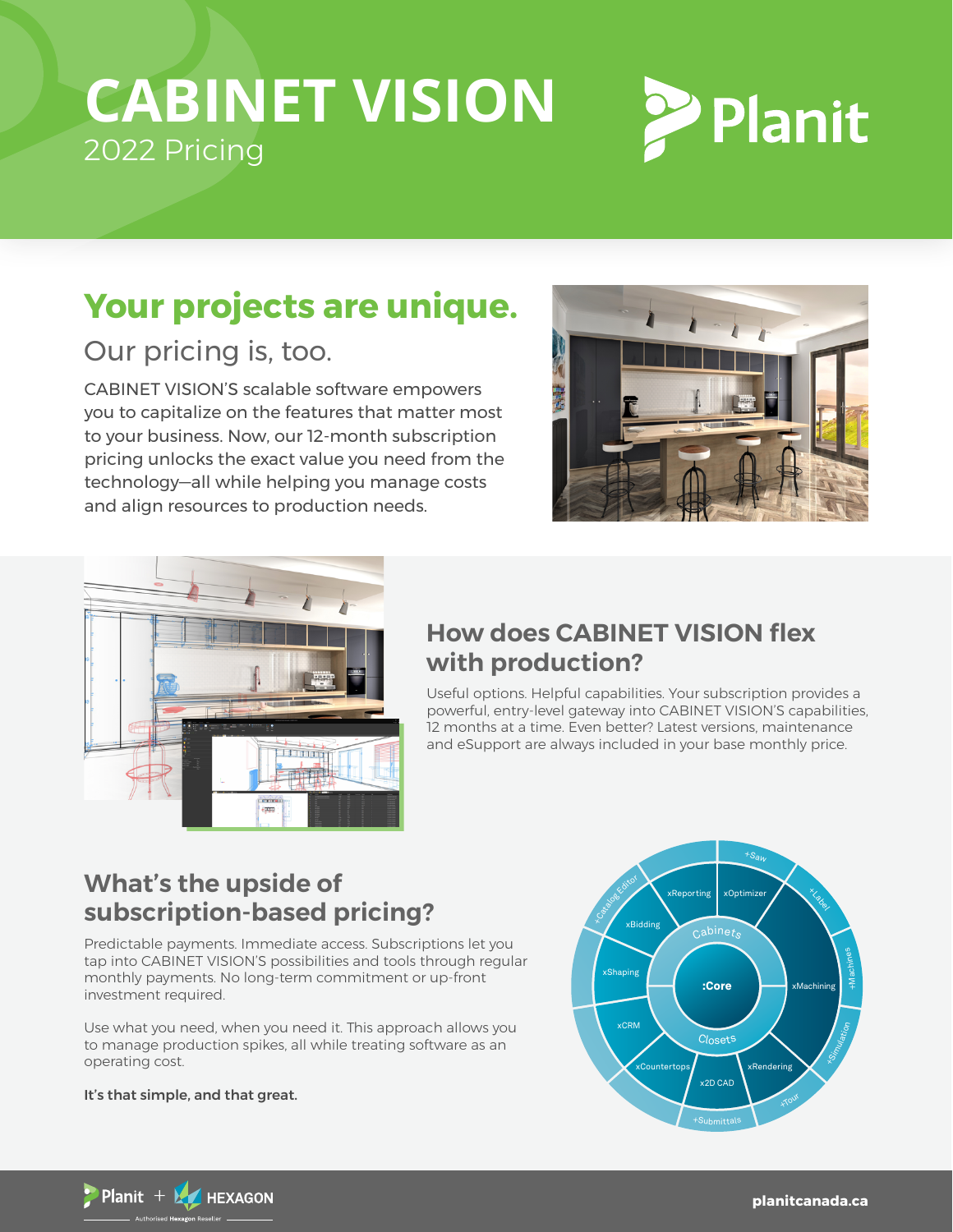# CABINET VISION

2022 Pricing

Planit

## Your projects are unique.

Our pricing is, too.

CABINET VISION'S scalable software empowers you to capitalize on the features that matter most to your business. Now, our 12-month subscription pricing unlocks the exact value you need from the technology—all while helping you manage costs and align resources to production needs.

## How does CABINET VISION flex with production?

Useful options. Helpful capabilities. Your subscription provides a powerful, entry-level gateway into CABINET VISION'S capabilities, 12 months at a time. Even better? Latest versions, maintenance and eSupport are always included in your base monthly price.

## What's the upside of subscription-based pricing?

Predictable payments. Immediate access. Subscriptions let you tap into CABINET VISION'S possibilities and tools through regular monthly payments. No long-term commitment or up-front investment required.

Use what you need, when you need it. This approach allows you to manage production spikes, all while treating software as an operating cost.

**It's that simple, and that great.**

:Core

Cabinets

Closets

xReporting, xOptimizer, xBidding, xShaping, xMachining, xCRM, xCountertops, x2D CAD, xRendering

+Saw, +Label, +Machines, +Simulation, +Tour, +Submittals, +Catalog Editor

Planit + HEXAGON — Authorised Hexagon Reseller

planitcanada.ca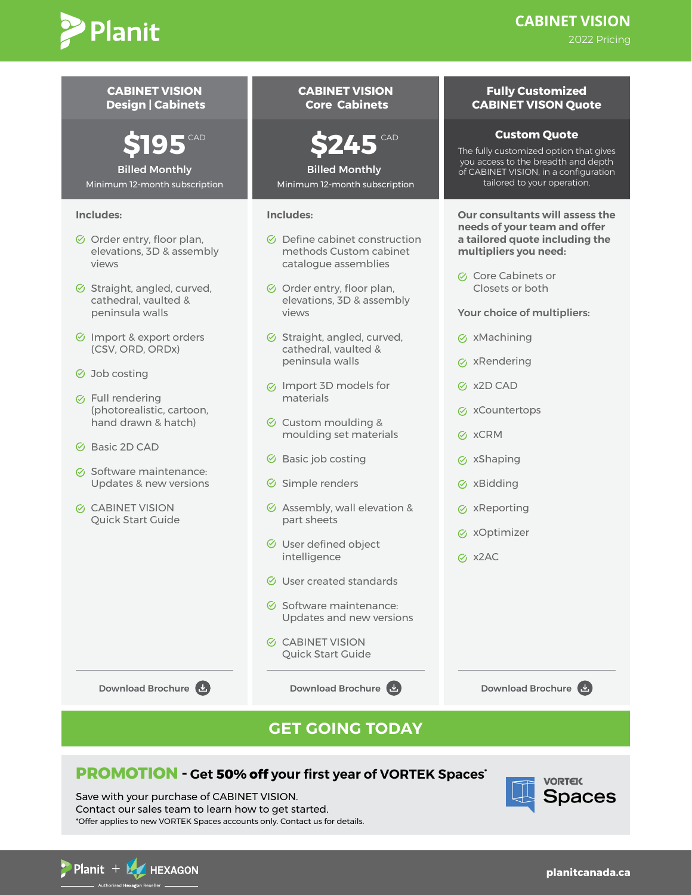# CABINET VISION

2022 Pricing

## CABINET VISION Design | Cabinets

**$195** CAD

**Billed Monthly**

Minimum 12-month subscription

**Includes:**

- Order entry, floor plan, elevations, 3D & assembly views
- Straight, angled, curved, cathedral, vaulted & peninsula walls
- Import & export orders (CSV, ORD, ORDx)
- Job costing
- Full rendering (photorealistic, cartoon, hand drawn & hatch)
- Basic 2D CAD
- Software maintenance: Updates & new versions
- CABINET VISION Quick Start Guide

Download Brochure

## CABINET VISION Core Cabinets

**$245** CAD

**Billed Monthly**

Minimum 12-month subscription

**Includes:**

- Define cabinet construction methods Custom cabinet catalogue assemblies
- Order entry, floor plan, elevations, 3D & assembly views
- Straight, angled, curved, cathedral, vaulted & peninsula walls
- Import 3D models for materials
- Custom moulding & moulding set materials
- Basic job costing
- Simple renders
- Assembly, wall elevation & part sheets
- User defined object intelligence
- User created standards
- Software maintenance: Updates and new versions
- CABINET VISION Quick Start Guide

Download Brochure

## Fully Customized CABINET VISON Quote

**Custom Quote**

The fully customized option that gives you access to the breadth and depth of CABINET VISION, in a configuration tailored to your operation.

**Our consultants will assess the needs of your team and offer a tailored quote including the multipliers you need:**

- Core Cabinets or Closets or both

**Your choice of multipliers:**

- xMachining
- xRendering
- x2D CAD
- xCountertops
- xCRM
- xShaping
- xBidding
- xReporting
- xOptimizer
- x2AC

Download Brochure

## GET GOING TODAY

**PROMOTION - Get 50% off your first year of VORTEK Spaces***

Save with your purchase of CABINET VISION.
Contact our sales team to learn how to get started.

*Offer applies to new VORTEK Spaces accounts only. Contact us for details.

VORTEK Spaces

Planit + HEXAGON — Authorised Hexagon Reseller

planitcanada.ca